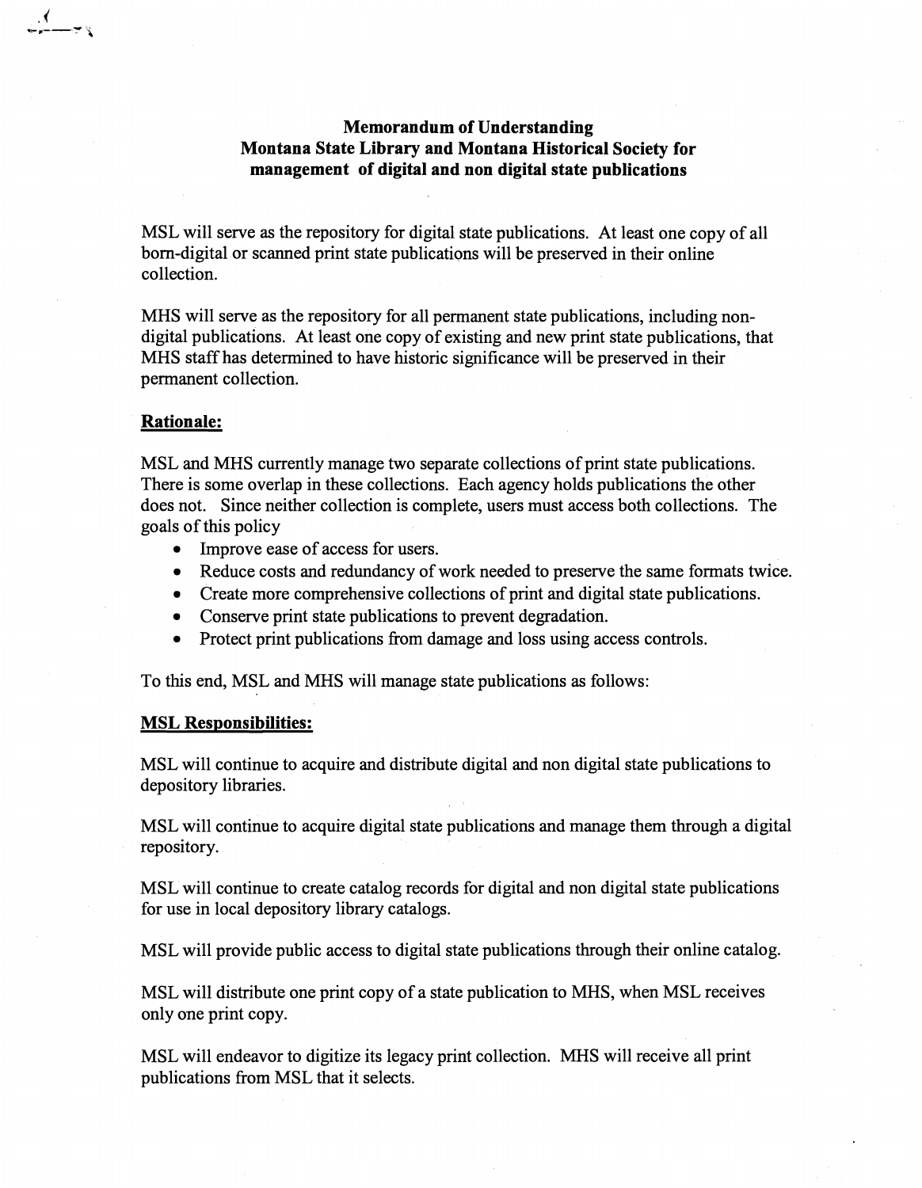# Memorandum of Understanding
# Montana State Library and Montana Historical Society for management of digital and non digital state publications

MSL will serve as the repository for digital state publications. At least one copy of all born-digital or scanned print state publications will be preserved in their online collection.

MHS will serve as the repository for all permanent state publications, including non-digital publications. At least one copy of existing and new print state publications, that MHS staff has determined to have historic significance will be preserved in their permanent collection.

## **Rationale:**

MSL and MHS currently manage two separate collections of print state publications. There is some overlap in these collections. Each agency holds publications the other does not. Since neither collection is complete, users must access both collections. The goals of this policy

- Improve ease of access for users.
- Reduce costs and redundancy of work needed to preserve the same formats twice.
- Create more comprehensive collections of print and digital state publications.
- Conserve print state publications to prevent degradation.
- Protect print publications from damage and loss using access controls.

To this end, MSL and MHS will manage state publications as follows:

## **MSL Responsibilities:**

MSL will continue to acquire and distribute digital and non digital state publications to depository libraries.

MSL will continue to acquire digital state publications and manage them through a digital repository.

MSL will continue to create catalog records for digital and non digital state publications for use in local depository library catalogs.

MSL will provide public access to digital state publications through their online catalog.

MSL will distribute one print copy of a state publication to MHS, when MSL receives only one print copy.

MSL will endeavor to digitize its legacy print collection. MHS will receive all print publications from MSL that it selects.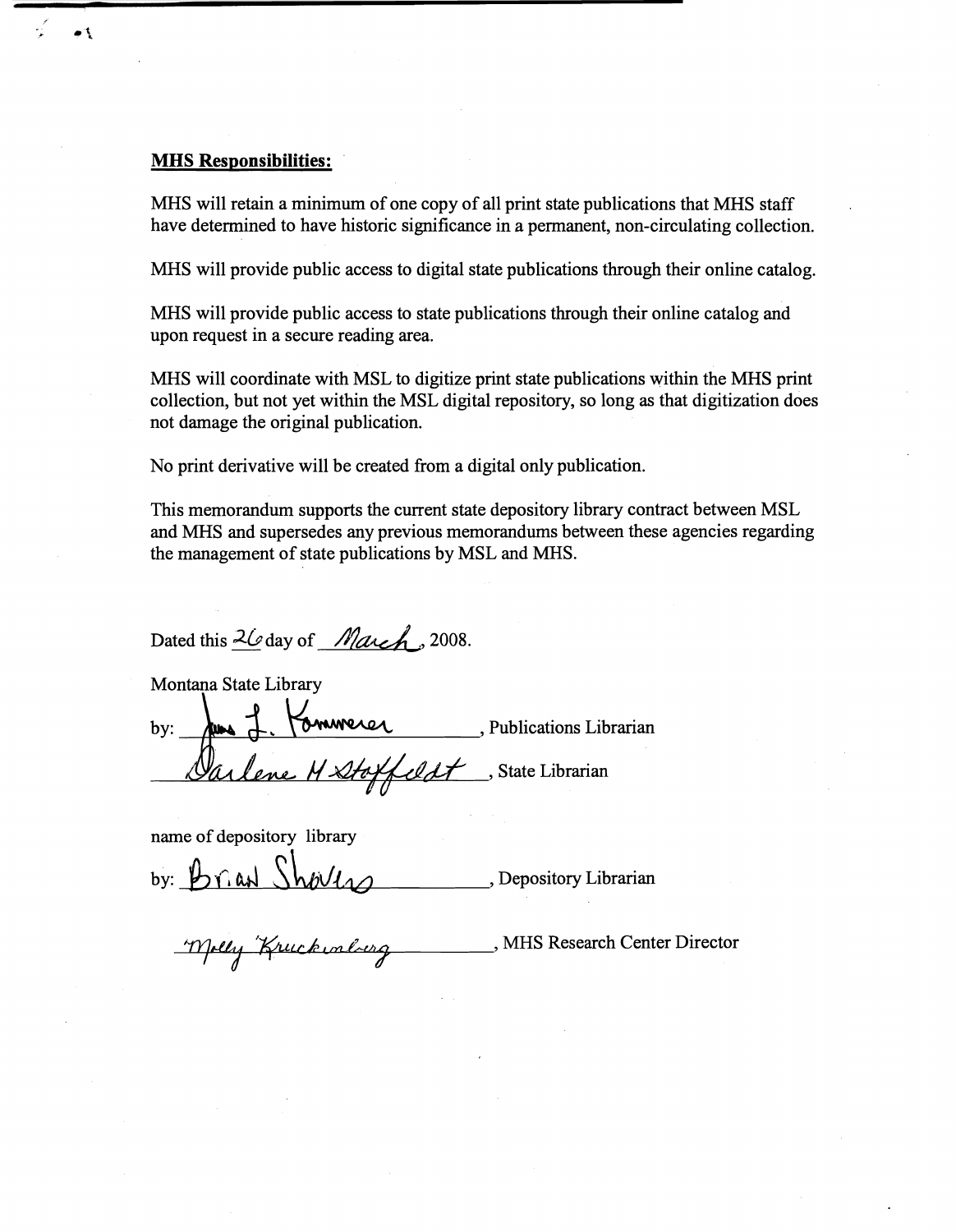**MHS Responsibilities:**

MHS will retain a minimum of one copy of all print state publications that MHS staff have determined to have historic significance in a permanent, non-circulating collection.

MHS will provide public access to digital state publications through their online catalog.

MHS will provide public access to state publications through their online catalog and upon request in a secure reading area.

MHS will coordinate with MSL to digitize print state publications within the MHS print collection, but not yet within the MSL digital repository, so long as that digitization does not damage the original publication.

No print derivative will be created from a digital only publication.

This memorandum supports the current state depository library contract between MSL and MHS and supersedes any previous memorandums between these agencies regarding the management of state publications by MSL and MHS.

Dated this 26 day of March, 2008.

Montana State Library

by: James L. Kammerer, Publications Librarian

Darlene M Staffeldt, State Librarian

name of depository library

by: Brian Shovers, Depository Librarian

Molly Kruckenberg, MHS Research Center Director